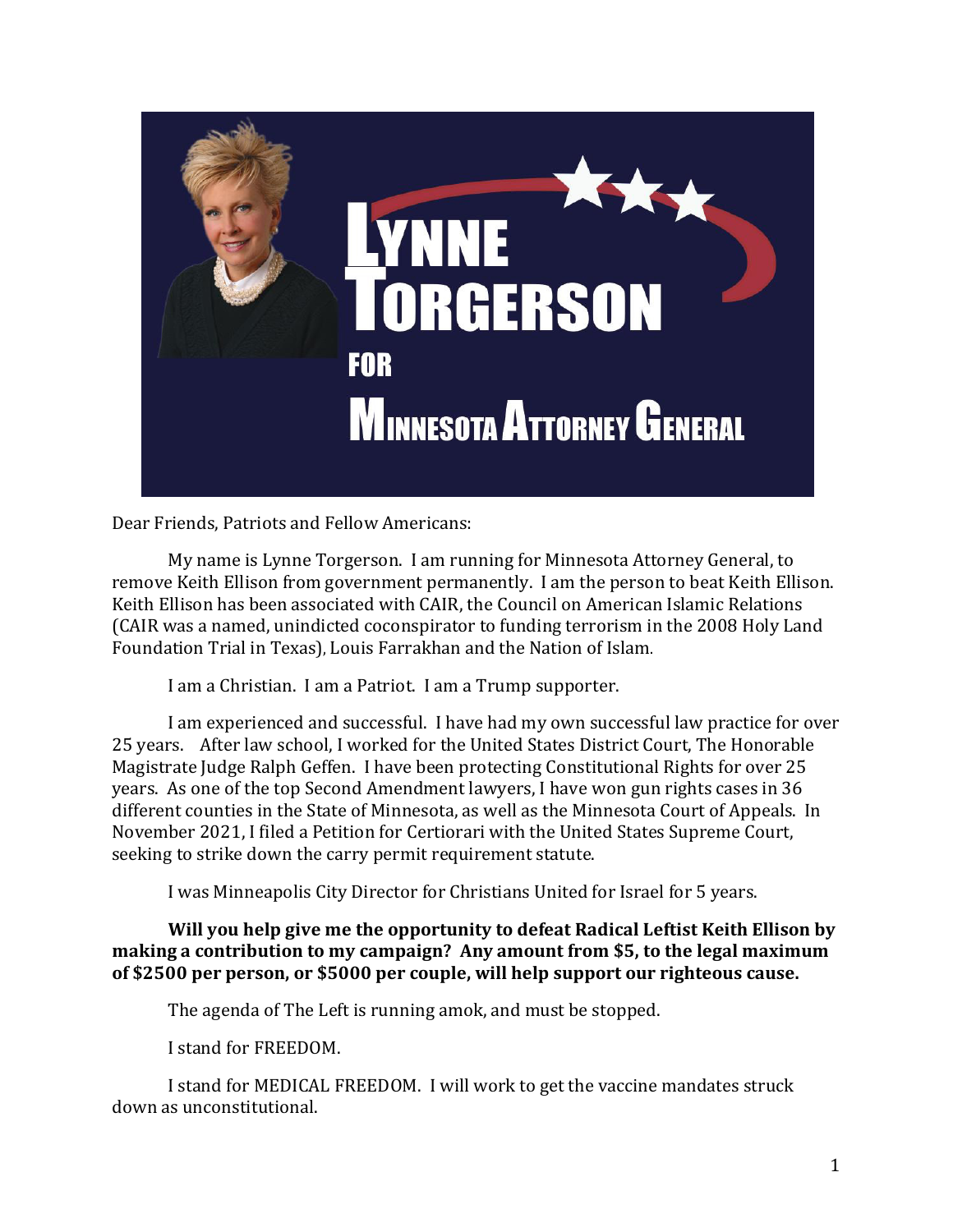# LYNNE TORGERSON FOR MINNESOTA ATTORNEY GENERAL

Dear Friends, Patriots and Fellow Americans:

My name is Lynne Torgerson. I am running for Minnesota Attorney General, to remove Keith Ellison from government permanently. I am the person to beat Keith Ellison. Keith Ellison has been associated with CAIR, the Council on American Islamic Relations (CAIR was a named, unindicted coconspirator to funding terrorism in the 2008 Holy Land Foundation Trial in Texas), Louis Farrakhan and the Nation of Islam.

I am a Christian. I am a Patriot. I am a Trump supporter.

I am experienced and successful. I have had my own successful law practice for over 25 years. After law school, I worked for the United States District Court, The Honorable Magistrate Judge Ralph Geffen. I have been protecting Constitutional Rights for over 25 years. As one of the top Second Amendment lawyers, I have won gun rights cases in 36 different counties in the State of Minnesota, as well as the Minnesota Court of Appeals. In November 2021, I filed a Petition for Certiorari with the United States Supreme Court, seeking to strike down the carry permit requirement statute.

I was Minneapolis City Director for Christians United for Israel for 5 years.

**Will you help give me the opportunity to defeat Radical Leftist Keith Ellison by making a contribution to my campaign? Any amount from $5, to the legal maximum of $2500 per person, or $5000 per couple, will help support our righteous cause.**

The agenda of The Left is running amok, and must be stopped.

I stand for FREEDOM.

I stand for MEDICAL FREEDOM. I will work to get the vaccine mandates struck down as unconstitutional.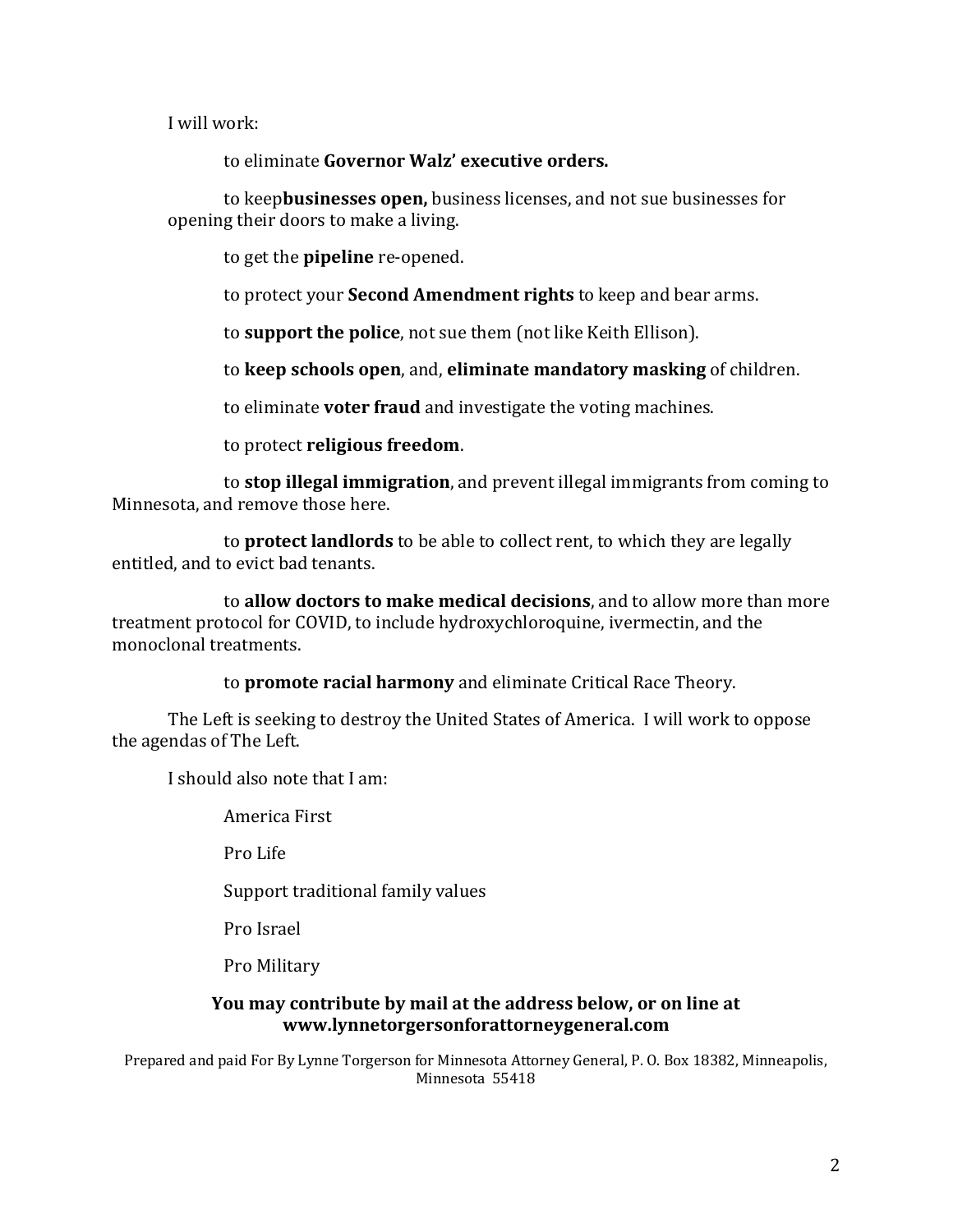I will work:

to eliminate **Governor Walz' executive orders.**

to keep**businesses open,** business licenses, and not sue businesses for opening their doors to make a living.

to get the **pipeline** re-opened.

to protect your **Second Amendment rights** to keep and bear arms.

to **support the police**, not sue them (not like Keith Ellison).

to **keep schools open**, and, **eliminate mandatory masking** of children.

to eliminate **voter fraud** and investigate the voting machines.

to protect **religious freedom**.

to **stop illegal immigration**, and prevent illegal immigrants from coming to Minnesota, and remove those here.

to **protect landlords** to be able to collect rent, to which they are legally entitled, and to evict bad tenants.

to **allow doctors to make medical decisions**, and to allow more than more treatment protocol for COVID, to include hydroxychloroquine, ivermectin, and the monoclonal treatments.

to **promote racial harmony** and eliminate Critical Race Theory.

The Left is seeking to destroy the United States of America. I will work to oppose the agendas of The Left.

I should also note that I am:

America First

Pro Life

Support traditional family values

Pro Israel

Pro Military

**You may contribute by mail at the address below, or on line at www.lynnetorgersonforattorneygeneral.com**

Prepared and paid For By Lynne Torgerson for Minnesota Attorney General, P. O. Box 18382, Minneapolis, Minnesota 55418